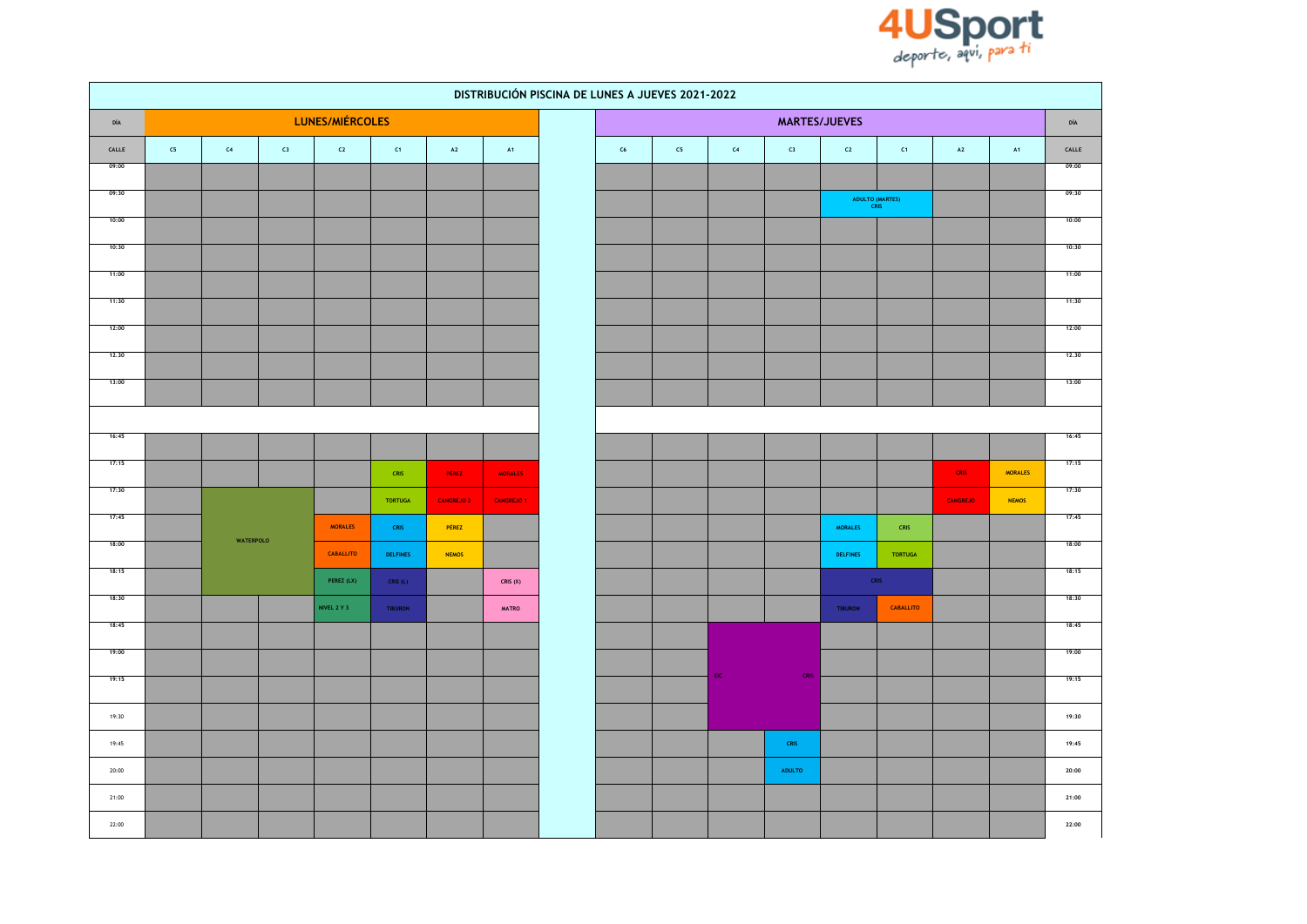4USport deporte, aquí, para ti

# DISTRIBUCIÓN PISCINA DE LUNES A JUEVES 2021-2022

| DÍA | LUNES/MIÉRCOLES | | | | | | | | MARTES/JUEVES | | | | | | | | DÍA |
|---|---|---|---|---|---|---|---|---|---|---|---|---|---|---|---|---|---|
| CALLE | C5 | C4 | C3 | C2 | C1 | A2 | A1 | | C6 | C5 | C4 | C3 | C2 | C1 | A2 | A1 | CALLE |
| 09:00 | | | | | | | | | | | | | | | | | 09:00 |
| 09:30 | | | | | | | | | | | | | ADULTO (MARTES) CRIS | | | | 09:30 |
| 10:00 | | | | | | | | | | | | | | | | | 10:00 |
| 10:30 | | | | | | | | | | | | | | | | | 10:30 |
| 11:00 | | | | | | | | | | | | | | | | | 11:00 |
| 11:30 | | | | | | | | | | | | | | | | | 11:30 |
| 12:00 | | | | | | | | | | | | | | | | | 12:00 |
| 12.30 | | | | | | | | | | | | | | | | | 12.30 |
| 13:00 | | | | | | | | | | | | | | | | | 13:00 |
| | | | | | | | | | | | | | | | | | |
| 16:45 | | | | | | | | | | | | | | | | | 16:45 |
| 17:15 | | | | | CRIS | PEREZ | MORALES | | | | | | | | CRIS | MORALES | 17:15 |
| 17:30 | | WATERPOLO | | | TORTUGA | CANGREJO 2 | CANGREJO 1 | | | | | | | | CANGREJO | NEMOS | 17:30 |
| 17:45 | | | | MORALES | CRIS | PEREZ | | | | | | | MORALES | CRIS | | | 17:45 |
| 18:00 | | | | CABALLITO | DELFINES | NEMOS | | | | | | | DELFINES | TORTUGA | | | 18:00 |
| 18:15 | | | | PEREZ (LX) | CRIS (L) | | CRIS (X) | | | | | | CRIS | | | | 18:15 |
| 18:30 | | | | NIVEL 2 Y 3 | TIBURON | | MATRO | | | | | | TIBURON | CABALLITO | | | 18:30 |
| 18:45 | | | | | | | | | | | | | | | | | 18:45 |
| 19:00 | | | | | | | | | | | EIC | CRIS | | | | | 19:00 |
| 19:15 | | | | | | | | | | | | | | | | | 19:15 |
| 19:30 | | | | | | | | | | | | | | | | | 19:30 |
| 19:45 | | | | | | | | | | | | CRIS | | | | | 19:45 |
| 20:00 | | | | | | | | | | | | ADULTO | | | | | 20:00 |
| 21:00 | | | | | | | | | | | | | | | | | 21:00 |
| 22:00 | | | | | | | | | | | | | | | | | 22:00 |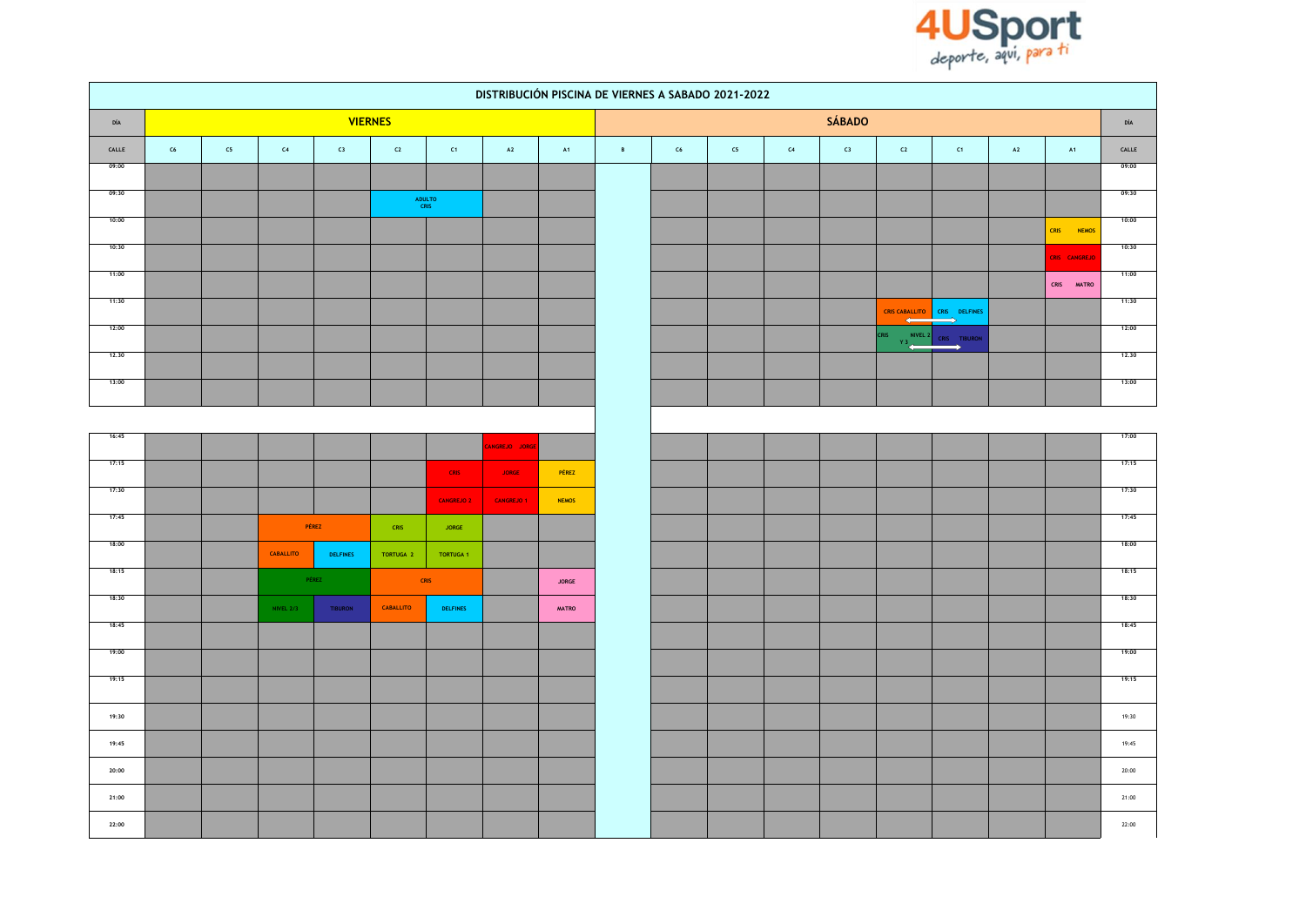4USport
deporte, aquí, para ti

# DISTRIBUCIÓN PISCINA DE VIERNES A SABADO 2021-2022

| DÍA | VIERNES | | | | | | | | | SÁBADO | | | | | | | | DÍA |
|---|---|---|---|---|---|---|---|---|---|---|---|---|---|---|---|---|---|---|
| CALLE | C6 | C5 | C4 | C3 | C2 | C1 | A2 | A1 | B | C6 | C5 | C4 | C3 | C2 | C1 | A2 | A1 | CALLE |
| 09:00 | | | | | | | | | | | | | | | | | | 09:00 |
| 09:30 | | | | | ADULTO CRIS | | | | | | | | | | | | | 09:30 |
| 10:00 | | | | | | | | | | | | | | | | | CRIS NEMOS | 10:00 |
| 10:30 | | | | | | | | | | | | | | | | | CRIS CANGREJO | 10:30 |
| 11:00 | | | | | | | | | | | | | | | | | CRIS MATRO | 11:00 |
| 11:30 | | | | | | | | | | | | | | CRIS CABALLITO | CRIS DELFINES | | | 11:30 |
| 12:00 | | | | | | | | | | | | | | CRIS NIVEL 2 Y 3 | CRIS TIBURON | | | 12:00 |
| 12.30 | | | | | | | | | | | | | | | | | | 12.30 |
| 13:00 | | | | | | | | | | | | | | | | | | 13:00 |
| 16:45 | | | | | | | CANGREJO JORGE | | | | | | | | | | | 17:00 |
| 17:15 | | | | | | CRIS | JORGE | PÉREZ | | | | | | | | | | 17:15 |
| 17:30 | | | | | | CANGREJO 2 | CANGREJO 1 | NEMOS | | | | | | | | | | 17:30 |
| 17:45 | | | PÉREZ | | CRIS | JORGE | | | | | | | | | | | | 17:45 |
| 18:00 | | | CABALLITO | DELFINES | TORTUGA 2 | TORTUGA 1 | | | | | | | | | | | | 18:00 |
| 18:15 | | | PÉREZ | | CRIS | | | JORGE | | | | | | | | | | 18:15 |
| 18:30 | | | NIVEL 2/3 | TIBURON | CABALLITO | DELFINES | | MATRO | | | | | | | | | | 18:30 |
| 18:45 | | | | | | | | | | | | | | | | | | 18:45 |
| 19:00 | | | | | | | | | | | | | | | | | | 19:00 |
| 19:15 | | | | | | | | | | | | | | | | | | 19:15 |
| 19:30 | | | | | | | | | | | | | | | | | | 19:30 |
| 19:45 | | | | | | | | | | | | | | | | | | 19:45 |
| 20:00 | | | | | | | | | | | | | | | | | | 20:00 |
| 21:00 | | | | | | | | | | | | | | | | | | 21:00 |
| 22:00 | | | | | | | | | | | | | | | | | | 22:00 |